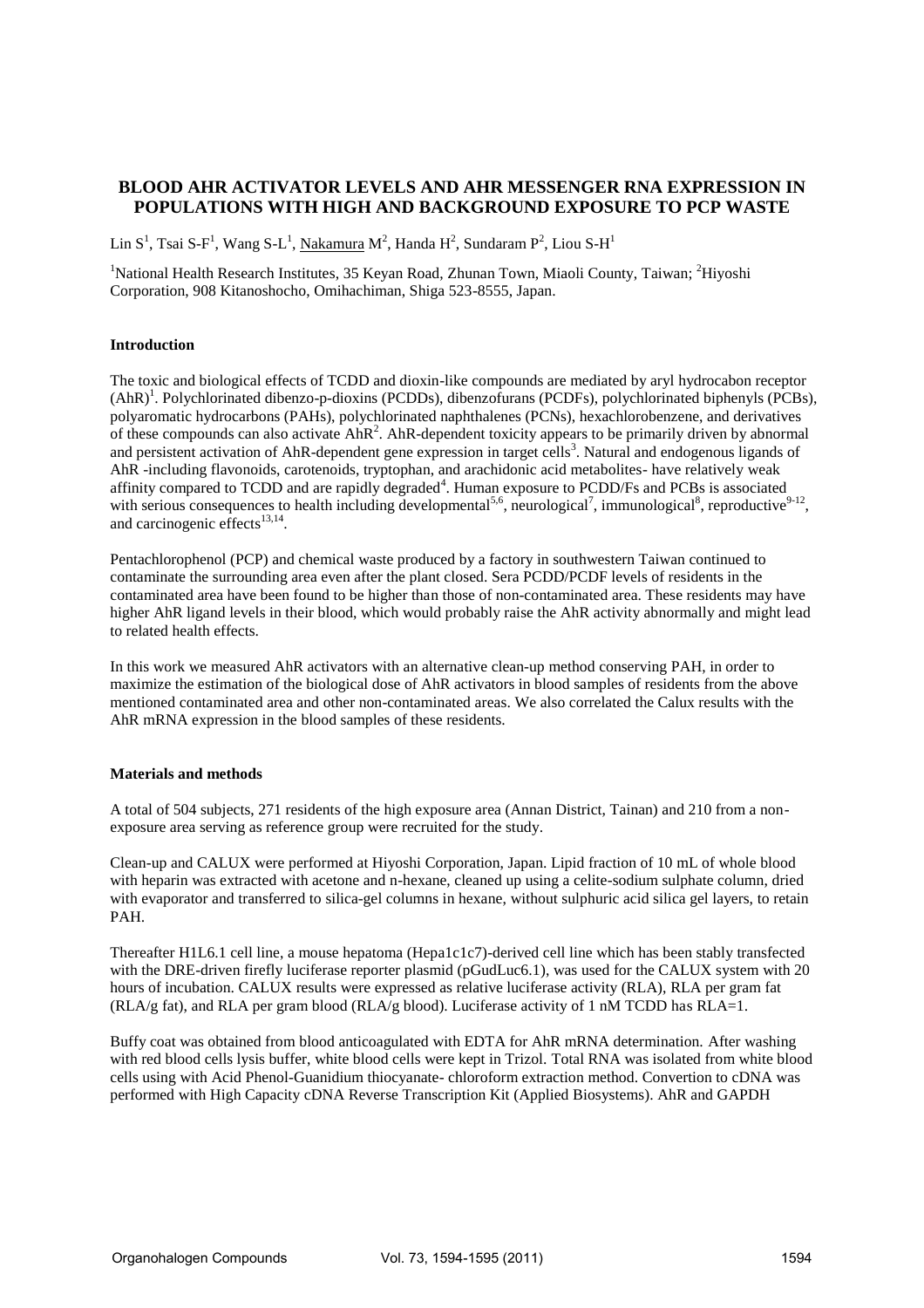# BLOOD AHR ACTIVATOR LEVELS AND AHR MESSENGER RNA EXPRESSION IN POPULATIONS WITH HIGH AND BACKGROUND EXPOSURE TO PCP WASTE

Lin S[1], Tsai S-F[1], Wang S-L[1], Nakamura M[2], Handa H[2], Sundaram P[2], Liou S-H[1]

[1]National Health Research Institutes, 35 Keyan Road, Zhunan Town, Miaoli County, Taiwan; [2]Hiyoshi Corporation, 908 Kitanoshocho, Omihachiman, Shiga 523-8555, Japan.

## Introduction

The toxic and biological effects of TCDD and dioxin-like compounds are mediated by aryl hydrocabon receptor (AhR)[1]. Polychlorinated dibenzo-p-dioxins (PCDDs), dibenzofurans (PCDFs), polychlorinated biphenyls (PCBs), polyaromatic hydrocarbons (PAHs), polychlorinated naphthalenes (PCNs), hexachlorobenzene, and derivatives of these compounds can also activate AhR[2]. AhR-dependent toxicity appears to be primarily driven by abnormal and persistent activation of AhR-dependent gene expression in target cells[3]. Natural and endogenous ligands of AhR -including flavonoids, carotenoids, tryptophan, and arachidonic acid metabolites- have relatively weak affinity compared to TCDD and are rapidly degraded[4]. Human exposure to PCDD/Fs and PCBs is associated with serious consequences to health including developmental[5,6], neurological[7], immunological[8], reproductive[9-12], and carcinogenic effects[13,14].

Pentachlorophenol (PCP) and chemical waste produced by a factory in southwestern Taiwan continued to contaminate the surrounding area even after the plant closed. Sera PCDD/PCDF levels of residents in the contaminated area have been found to be higher than those of non-contaminated area. These residents may have higher AhR ligand levels in their blood, which would probably raise the AhR activity abnormally and might lead to related health effects.

In this work we measured AhR activators with an alternative clean-up method conserving PAH, in order to maximize the estimation of the biological dose of AhR activators in blood samples of residents from the above mentioned contaminated area and other non-contaminated areas. We also correlated the Calux results with the AhR mRNA expression in the blood samples of these residents.

## Materials and methods

A total of 504 subjects, 271 residents of the high exposure area (Annan District, Tainan) and 210 from a non-exposure area serving as reference group were recruited for the study.

Clean-up and CALUX were performed at Hiyoshi Corporation, Japan. Lipid fraction of 10 mL of whole blood with heparin was extracted with acetone and n-hexane, cleaned up using a celite-sodium sulphate column, dried with evaporator and transferred to silica-gel columns in hexane, without sulphuric acid silica gel layers, to retain PAH.

Thereafter H1L6.1 cell line, a mouse hepatoma (Hepa1c1c7)-derived cell line which has been stably transfected with the DRE-driven firefly luciferase reporter plasmid (pGudLuc6.1), was used for the CALUX system with 20 hours of incubation. CALUX results were expressed as relative luciferase activity (RLA), RLA per gram fat (RLA/g fat), and RLA per gram blood (RLA/g blood). Luciferase activity of 1 nM TCDD has RLA=1.

Buffy coat was obtained from blood anticoagulated with EDTA for AhR mRNA determination. After washing with red blood cells lysis buffer, white blood cells were kept in Trizol. Total RNA was isolated from white blood cells using with Acid Phenol-Guanidium thiocyanate- chloroform extraction method. Convertion to cDNA was performed with High Capacity cDNA Reverse Transcription Kit (Applied Biosystems). AhR and GAPDH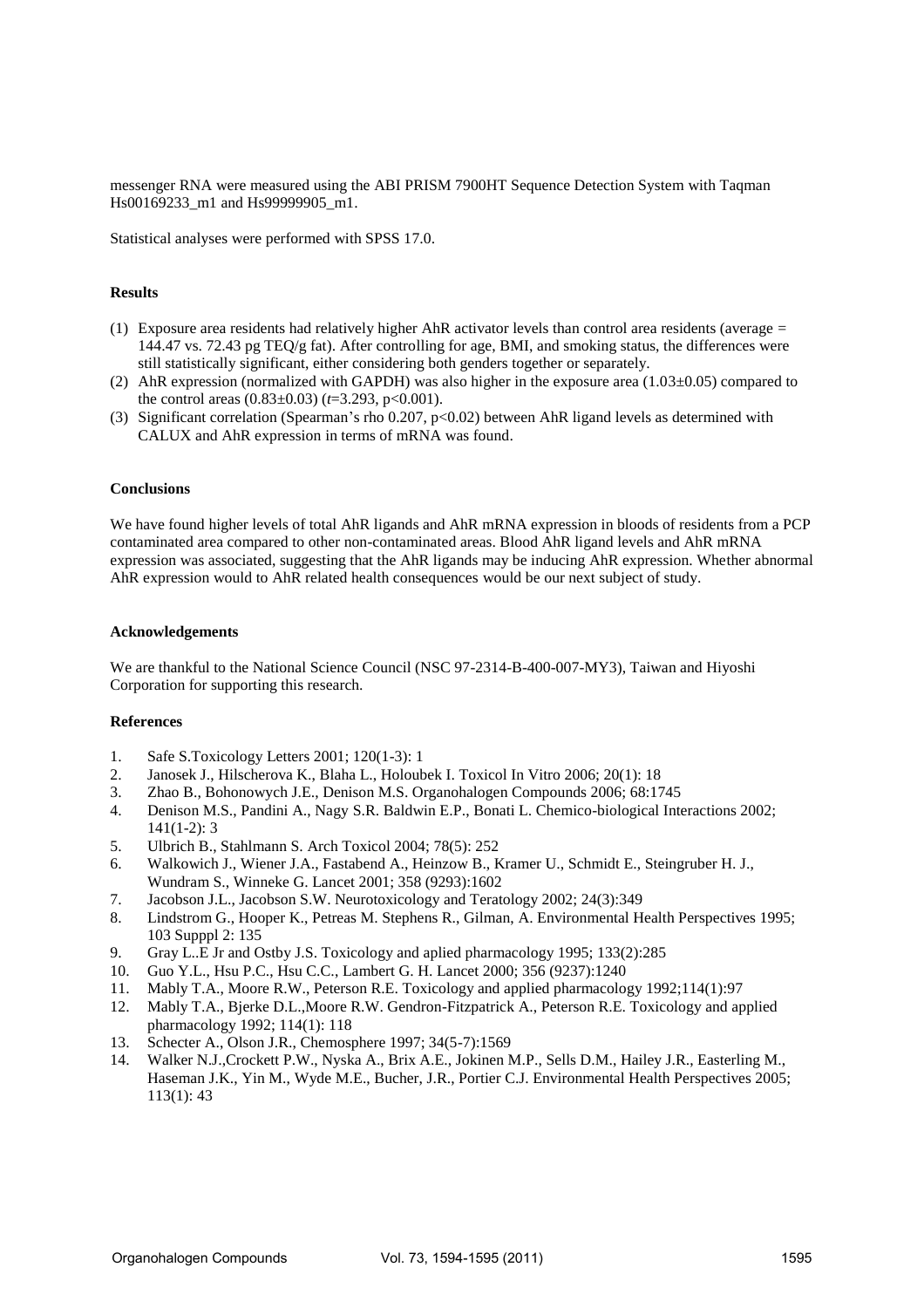messenger RNA were measured using the ABI PRISM 7900HT Sequence Detection System with Taqman Hs00169233_m1 and Hs99999905_m1.

Statistical analyses were performed with SPSS 17.0.

**Results**

(1) Exposure area residents had relatively higher AhR activator levels than control area residents (average = 144.47 vs. 72.43 pg TEQ/g fat). After controlling for age, BMI, and smoking status, the differences were still statistically significant, either considering both genders together or separately.
(2) AhR expression (normalized with GAPDH) was also higher in the exposure area ($1.03 \pm 0.05$) compared to the control areas ($0.83 \pm 0.03$) ($t = 3.293$, $p < 0.001$).
(3) Significant correlation (Spearman's rho 0.207, $p < 0.02$) between AhR ligand levels as determined with CALUX and AhR expression in terms of mRNA was found.

**Conclusions**

We have found higher levels of total AhR ligands and AhR mRNA expression in bloods of residents from a PCP contaminated area compared to other non-contaminated areas. Blood AhR ligand levels and AhR mRNA expression was associated, suggesting that the AhR ligands may be inducing AhR expression. Whether abnormal AhR expression would to AhR related health consequences would be our next subject of study.

**Acknowledgements**

We are thankful to the National Science Council (NSC 97-2314-B-400-007-MY3), Taiwan and Hiyoshi Corporation for supporting this research.

**References**

1. Safe S.Toxicology Letters 2001; 120(1-3): 1
2. Janosek J., Hilscherova K., Blaha L., Holoubek I. Toxicol In Vitro 2006; 20(1): 18
3. Zhao B., Bohonowych J.E., Denison M.S. Organohalogen Compounds 2006; 68:1745
4. Denison M.S., Pandini A., Nagy S.R. Baldwin E.P., Bonati L. Chemico-biological Interactions 2002; 141(1-2): 3
5. Ulbrich B., Stahlmann S. Arch Toxicol 2004; 78(5): 252
6. Walkowich J., Wiener J.A., Fastabend A., Heinzow B., Kramer U., Schmidt E., Steingruber H. J., Wundram S., Winneke G. Lancet 2001; 358 (9293):1602
7. Jacobson J.L., Jacobson S.W. Neurotoxicology and Teratology 2002; 24(3):349
8. Lindstrom G., Hooper K., Petreas M. Stephens R., Gilman, A. Environmental Health Perspectives 1995; 103 Supppl 2: 135
9. Gray L..E Jr and Ostby J.S. Toxicology and aplied pharmacology 1995; 133(2):285
10. Guo Y.L., Hsu P.C., Hsu C.C., Lambert G. H. Lancet 2000; 356 (9237):1240
11. Mably T.A., Moore R.W., Peterson R.E. Toxicology and applied pharmacology 1992;114(1):97
12. Mably T.A., Bjerke D.L.,Moore R.W. Gendron-Fitzpatrick A., Peterson R.E. Toxicology and applied pharmacology 1992; 114(1): 118
13. Schecter A., Olson J.R., Chemosphere 1997; 34(5-7):1569
14. Walker N.J.,Crockett P.W., Nyska A., Brix A.E., Jokinen M.P., Sells D.M., Hailey J.R., Easterling M., Haseman J.K., Yin M., Wyde M.E., Bucher, J.R., Portier C.J. Environmental Health Perspectives 2005; 113(1): 43